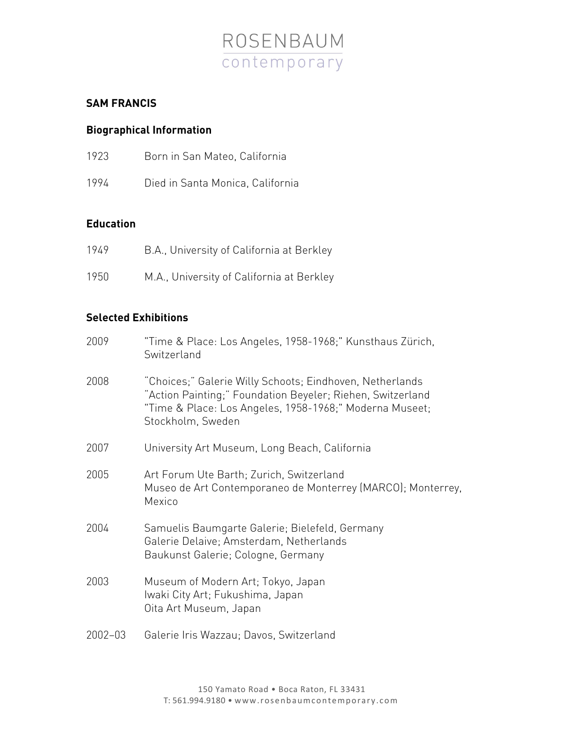# ROSENBAUM contemporary

## SAM FRANCIS

### Biographical Information

1923 Born in San Mateo, California

1994 Died in Santa Monica, California

### Education

1949 B.A., University of California at Berkley

1950 M.A., University of California at Berkley

### Selected Exhibitions

2009 "Time & Place: Los Angeles, 1958-1968;" Kunsthaus Zürich, Switzerland

2008 "Choices;" Galerie Willy Schoots; Eindhoven, Netherlands
"Action Painting;" Foundation Beyeler; Riehen, Switzerland
"Time & Place: Los Angeles, 1958-1968;" Moderna Museet; Stockholm, Sweden

2007 University Art Museum, Long Beach, California

2005 Art Forum Ute Barth; Zurich, Switzerland
Museo de Art Contemporaneo de Monterrey (MARCO); Monterrey, Mexico

2004 Samuelis Baumgarte Galerie; Bielefeld, Germany
Galerie Delaive; Amsterdam, Netherlands
Baukunst Galerie; Cologne, Germany

2003 Museum of Modern Art; Tokyo, Japan
Iwaki City Art; Fukushima, Japan
Oita Art Museum, Japan

2002–03 Galerie Iris Wazzau; Davos, Switzerland

150 Yamato Road • Boca Raton, FL 33431
T: 561.994.9180 • www.rosenbaumcontemporary.com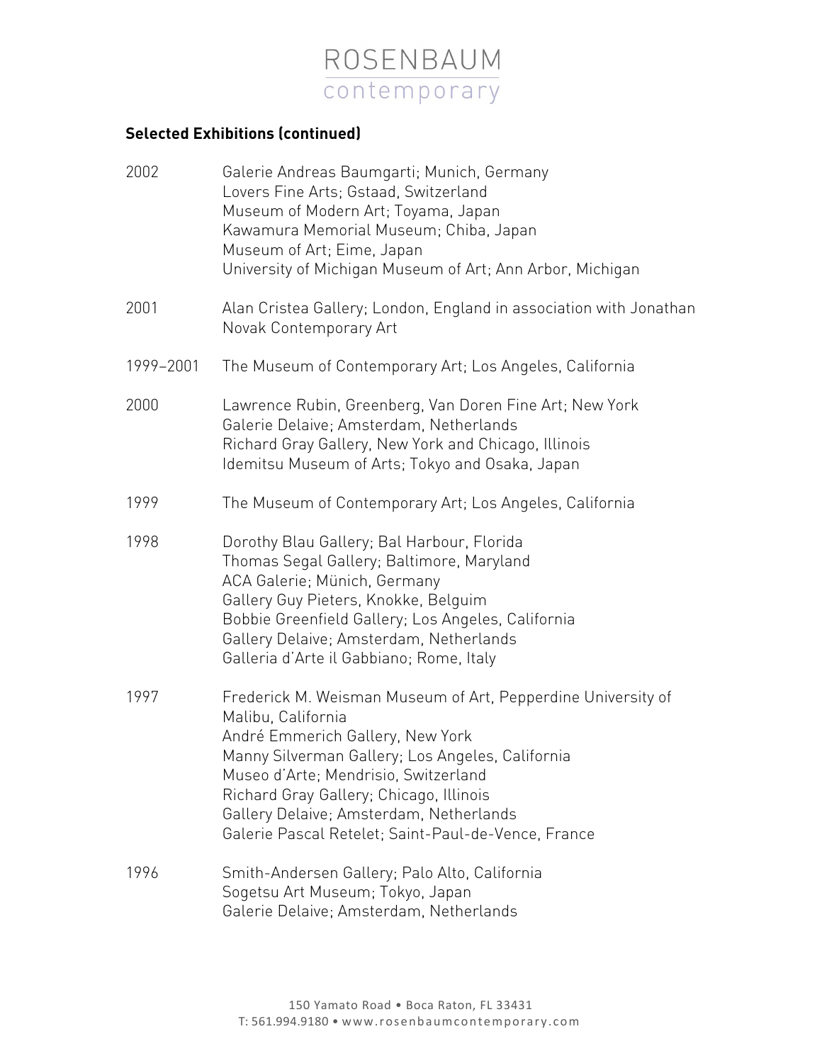**Selected Exhibitions (continued)**

2002 Galerie Andreas Baumgarti; Munich, Germany
Lovers Fine Arts; Gstaad, Switzerland
Museum of Modern Art; Toyama, Japan
Kawamura Memorial Museum; Chiba, Japan
Museum of Art; Eime, Japan
University of Michigan Museum of Art; Ann Arbor, Michigan

2001 Alan Cristea Gallery; London, England in association with Jonathan Novak Contemporary Art

1999–2001 The Museum of Contemporary Art; Los Angeles, California

2000 Lawrence Rubin, Greenberg, Van Doren Fine Art; New York
Galerie Delaive; Amsterdam, Netherlands
Richard Gray Gallery, New York and Chicago, Illinois
Idemitsu Museum of Arts; Tokyo and Osaka, Japan

1999 The Museum of Contemporary Art; Los Angeles, California

1998 Dorothy Blau Gallery; Bal Harbour, Florida
Thomas Segal Gallery; Baltimore, Maryland
ACA Galerie; Mϋnich, Germany
Gallery Guy Pieters, Knokke, Belguim
Bobbie Greenfield Gallery; Los Angeles, California
Gallery Delaive; Amsterdam, Netherlands
Galleria d'Arte il Gabbiano; Rome, Italy

1997 Frederick M. Weisman Museum of Art, Pepperdine University of Malibu, California
André Emmerich Gallery, New York
Manny Silverman Gallery; Los Angeles, California
Museo d'Arte; Mendrisio, Switzerland
Richard Gray Gallery; Chicago, Illinois
Gallery Delaive; Amsterdam, Netherlands
Galerie Pascal Retelet; Saint-Paul-de-Vence, France

1996 Smith-Andersen Gallery; Palo Alto, California
Sogetsu Art Museum; Tokyo, Japan
Galerie Delaive; Amsterdam, Netherlands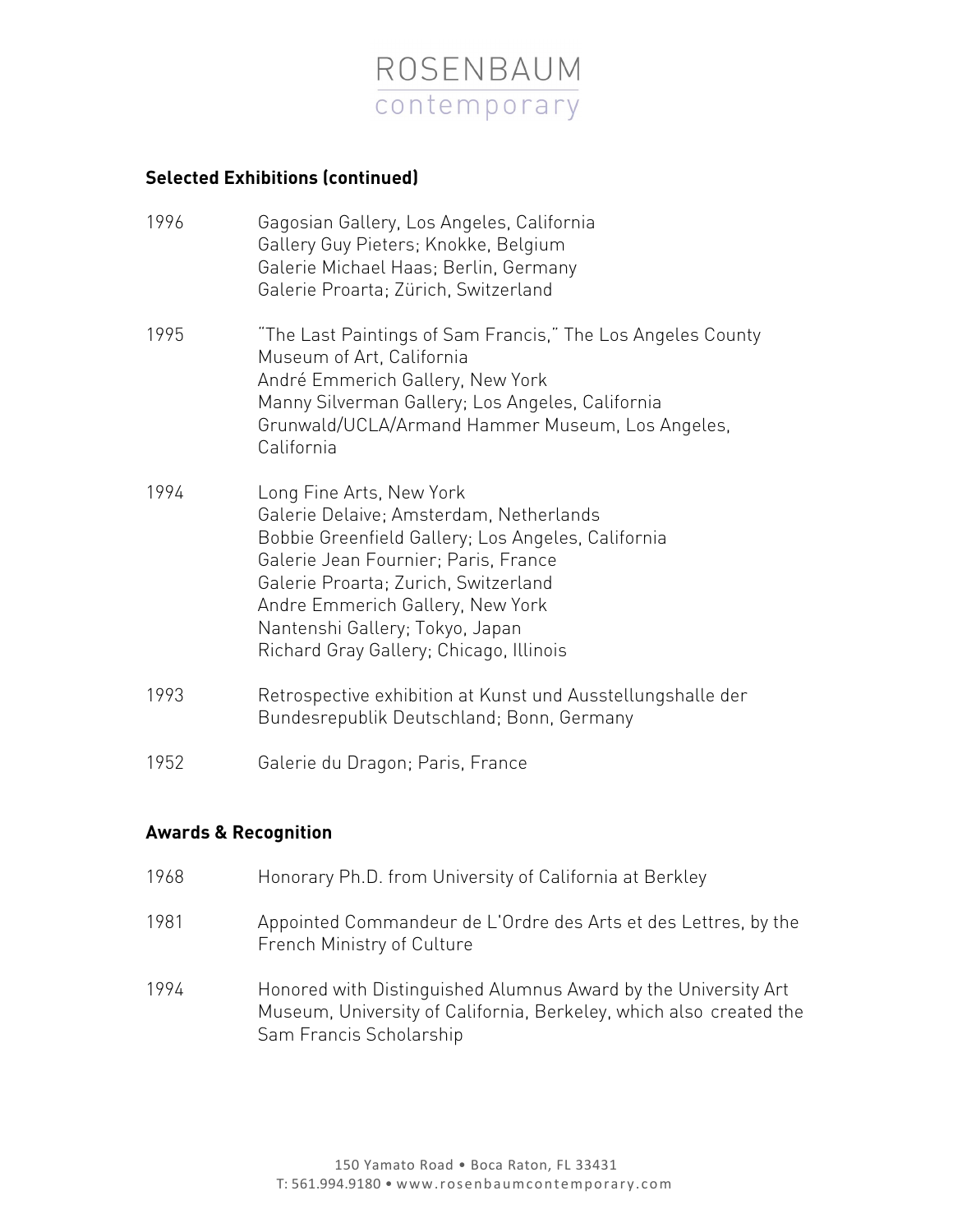### Selected Exhibitions (continued)

1996
Gagosian Gallery, Los Angeles, California
Gallery Guy Pieters; Knokke, Belgium
Galerie Michael Haas; Berlin, Germany
Galerie Proarta; Zürich, Switzerland

1995
"The Last Paintings of Sam Francis," The Los Angeles County Museum of Art, California
André Emmerich Gallery, New York
Manny Silverman Gallery; Los Angeles, California
Grunwald/UCLA/Armand Hammer Museum, Los Angeles, California

1994
Long Fine Arts, New York
Galerie Delaive; Amsterdam, Netherlands
Bobbie Greenfield Gallery; Los Angeles, California
Galerie Jean Fournier; Paris, France
Galerie Proarta; Zurich, Switzerland
Andre Emmerich Gallery, New York
Nantenshi Gallery; Tokyo, Japan
Richard Gray Gallery; Chicago, Illinois

1993
Retrospective exhibition at Kunst und Ausstellungshalle der Bundesrepublik Deutschland; Bonn, Germany

1952
Galerie du Dragon; Paris, France

### Awards & Recognition

1968
Honorary Ph.D. from University of California at Berkley

1981
Appointed Commandeur de L'Ordre des Arts et des Lettres, by the French Ministry of Culture

1994
Honored with Distinguished Alumnus Award by the University Art Museum, University of California, Berkeley, which also created the Sam Francis Scholarship